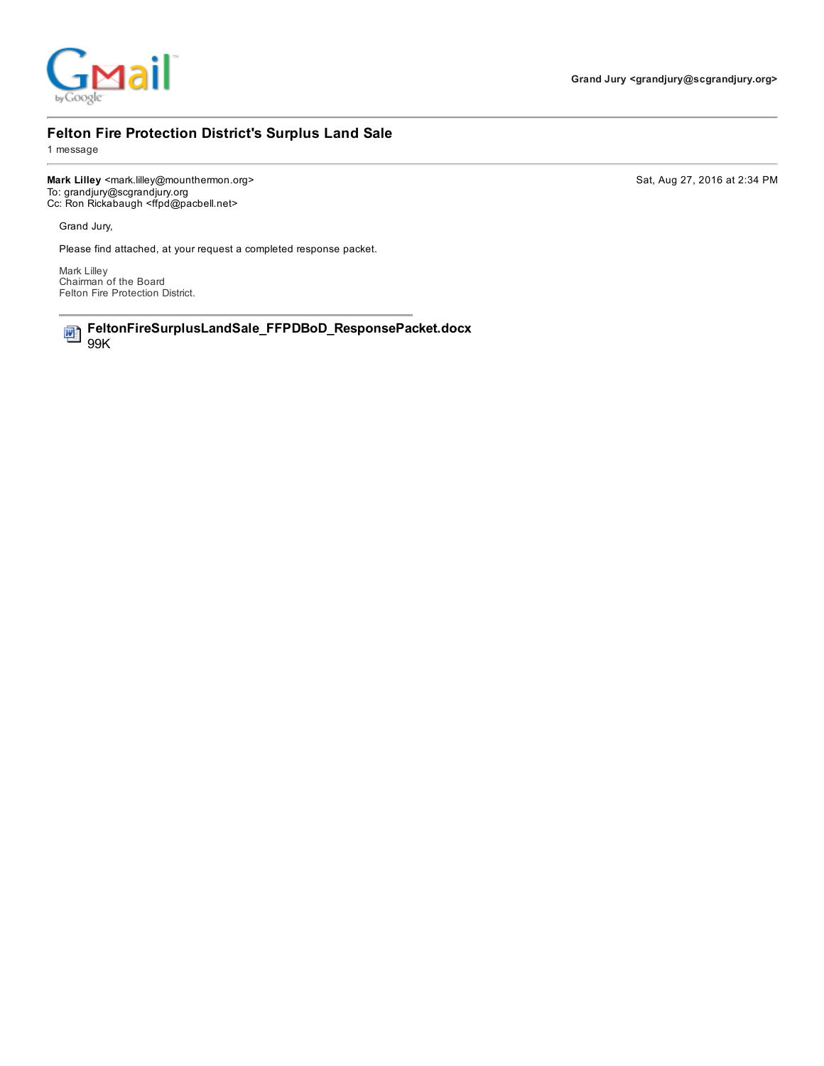Grand Jury <grandjury@scgrandjury.org>

# Felton Fire Protection District's Surplus Land Sale

1 message

**Mark Lilley** <mark.lilley@mounthermon.org>
To: grandjury@scgrandjury.org
Cc: Ron Rickabaugh <ffpd@pacbell.net>

Sat, Aug 27, 2016 at 2:34 PM

Grand Jury,

Please find attached, at your request a completed response packet.

Mark Lilley
Chairman of the Board
Felton Fire Protection District.

**FeltonFireSurplusLandSale_FFPDBoD_ResponsePacket.docx**
99K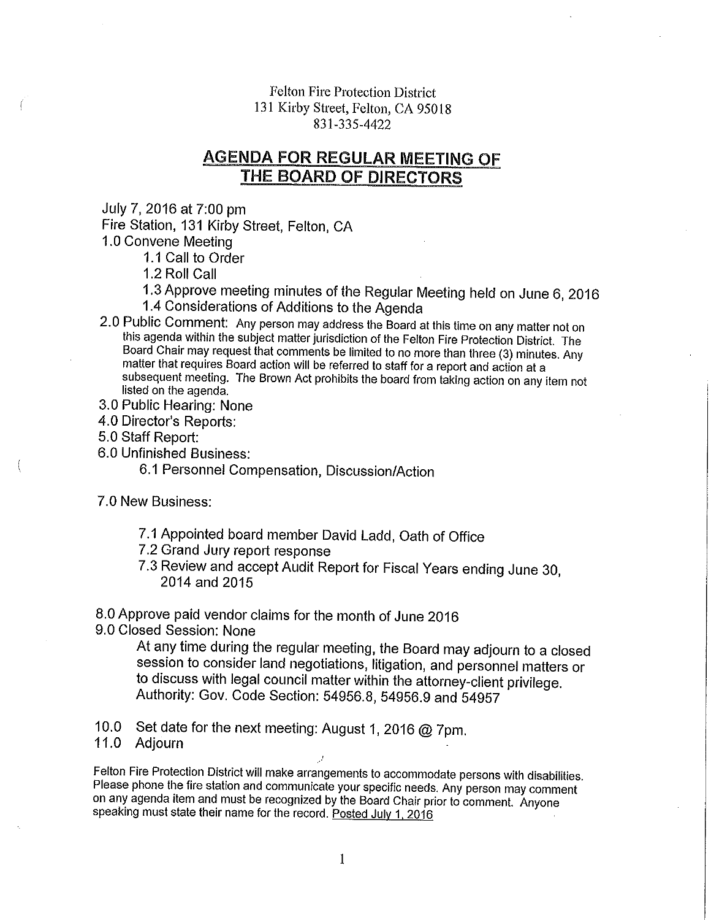Felton Fire Protection District
131 Kirby Street, Felton, CA 95018
831-335-4422

# AGENDA FOR REGULAR MEETING OF THE BOARD OF DIRECTORS

July 7, 2016 at 7:00 pm

Fire Station, 131 Kirby Street, Felton, CA

1.0 Convene Meeting
- 1.1 Call to Order
- 1.2 Roll Call
- 1.3 Approve meeting minutes of the Regular Meeting held on June 6, 2016
- 1.4 Considerations of Additions to the Agenda

2.0 Public Comment: Any person may address the Board at this time on any matter not on this agenda within the subject matter jurisdiction of the Felton Fire Protection District. The Board Chair may request that comments be limited to no more than three (3) minutes. Any matter that requires Board action will be referred to staff for a report and action at a subsequent meeting. The Brown Act prohibits the board from taking action on any item not listed on the agenda.

3.0 Public Hearing: None

4.0 Director's Reports:

5.0 Staff Report:

6.0 Unfinished Business:
- 6.1 Personnel Compensation, Discussion/Action

7.0 New Business:
- 7.1 Appointed board member David Ladd, Oath of Office
- 7.2 Grand Jury report response
- 7.3 Review and accept Audit Report for Fiscal Years ending June 30, 2014 and 2015

8.0 Approve paid vendor claims for the month of June 2016

9.0 Closed Session: None

At any time during the regular meeting, the Board may adjourn to a closed session to consider land negotiations, litigation, and personnel matters or to discuss with legal council matter within the attorney-client privilege. Authority: Gov. Code Section: 54956.8, 54956.9 and 54957

10.0 Set date for the next meeting: August 1, 2016 @ 7pm.

11.0 Adjourn

Felton Fire Protection District will make arrangements to accommodate persons with disabilities. Please phone the fire station and communicate your specific needs. Any person may comment on any agenda item and must be recognized by the Board Chair prior to comment. Anyone speaking must state their name for the record. Posted July 1, 2016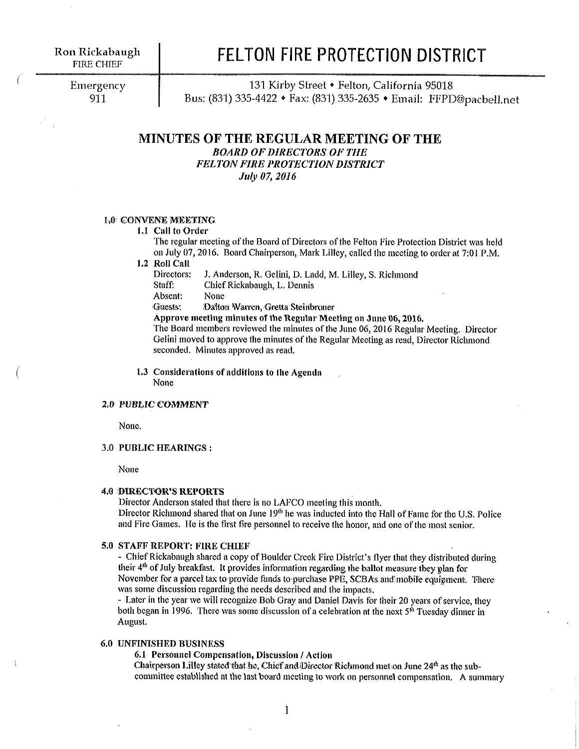Ron Rickabaugh
FIRE CHIEF

# FELTON FIRE PROTECTION DISTRICT

Emergency
911

131 Kirby Street • Felton, California 95018
Bus: (831) 335-4422 • Fax: (831) 335-2635 • Email: FFPD@pacbell.net

## MINUTES OF THE REGULAR MEETING OF THE

***BOARD OF DIRECTORS OF THE***
***FELTON FIRE PROTECTION DISTRICT***
***July 07, 2016***

### 1.0 CONVENE MEETING

**1.1 Call to Order**

The regular meeting of the Board of Directors of the Felton Fire Protection District was held on July 07, 2016. Board Chairperson, Mark Lilley, called the meeting to order at 7:01 P.M.

**1.2 Roll Call**

Directors: J. Anderson, R. Gelini, D. Ladd, M. Lilley, S. Richmond
Staff: Chief Rickabaugh, L. Dennis
Absent: None
Guests: Dalton Warren, Gretta Steinbruner

**Approve meeting minutes of the Regular Meeting on June 06, 2016.**

The Board members reviewed the minutes of the June 06, 2016 Regular Meeting. Director Gelini moved to approve the minutes of the Regular Meeting as read, Director Richmond seconded. Minutes approved as read.

**1.3 Considerations of additions to the Agenda**

None

### 2.0 *PUBLIC COMMENT*

None.

### 3.0 PUBLIC HEARINGS :

None

### 4.0 DIRECTOR'S REPORTS

Director Anderson stated that there is no LAFCO meeting this month.
Director Richmond shared that on June 19th he was inducted into the Hall of Fame for the U.S. Police and Fire Games. He is the first fire personnel to receive the honor, and one of the most senior.

### 5.0 STAFF REPORT: FIRE CHIEF

- Chief Rickabaugh shared a copy of Boulder Creek Fire District's flyer that they distributed during their 4th of July breakfast. It provides information regarding the ballot measure they plan for November for a parcel tax to provide funds to purchase PPE, SCBAs and mobile equipment. There was some discussion regarding the needs described and the impacts.
- Later in the year we will recognize Bob Gray and Daniel Davis for their 20 years of service, they both began in 1996. There was some discussion of a celebration at the next 5th Tuesday dinner in August.

### 6.0 UNFINISHED BUSINESS

**6.1 Personnel Compensation, Discussion / Action**

Chairperson Lilley stated that he, Chief and Director Richmond met on June 24th as the sub-committee established at the last board meeting to work on personnel compensation. A summary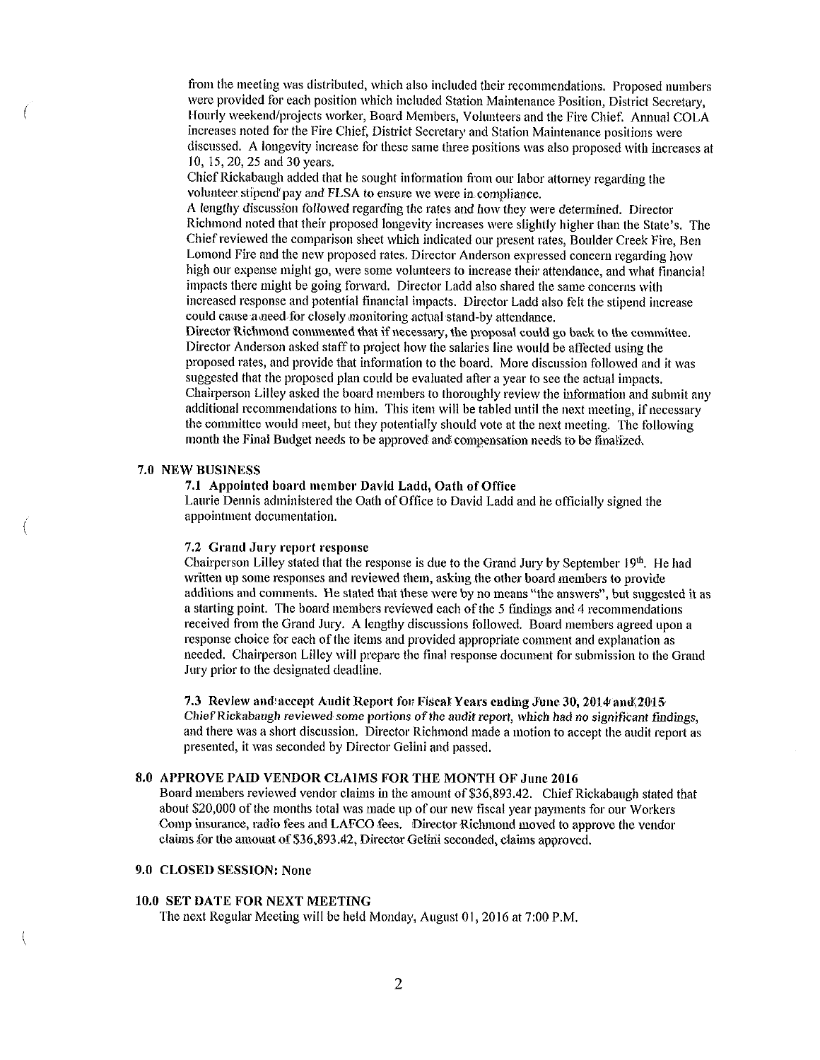from the meeting was distributed, which also included their recommendations. Proposed numbers were provided for each position which included Station Maintenance Position, District Secretary, Hourly weekend/projects worker, Board Members, Volunteers and the Fire Chief. Annual COLA increases noted for the Fire Chief, District Secretary and Station Maintenance positions were discussed. A longevity increase for these same three positions was also proposed with increases at 10, 15, 20, 25 and 30 years.

Chief Rickabaugh added that he sought information from our labor attorney regarding the volunteer stipend pay and FLSA to ensure we were in compliance.

A lengthy discussion followed regarding the rates and how they were determined. Director Richmond noted that their proposed longevity increases were slightly higher than the State's. The Chief reviewed the comparison sheet which indicated our present rates, Boulder Creek Fire, Ben Lomond Fire and the new proposed rates. Director Anderson expressed concern regarding how high our expense might go, were some volunteers to increase their attendance, and what financial impacts there might be going forward. Director Ladd also shared the same concerns with increased response and potential financial impacts. Director Ladd also felt the stipend increase could cause a need for closely monitoring actual stand-by attendance.

Director Richmond commented that if necessary, the proposal could go back to the committee. Director Anderson asked staff to project how the salaries line would be affected using the proposed rates, and provide that information to the board. More discussion followed and it was suggested that the proposed plan could be evaluated after a year to see the actual impacts. Chairperson Lilley asked the board members to thoroughly review the information and submit any additional recommendations to him. This item will be tabled until the next meeting, if necessary the committee would meet, but they potentially should vote at the next meeting. The following month the Final Budget needs to be approved and compensation needs to be finalized.

## 7.0 NEW BUSINESS

### 7.1 Appointed board member David Ladd, Oath of Office

Laurie Dennis administered the Oath of Office to David Ladd and he officially signed the appointment documentation.

### 7.2 Grand Jury report response

Chairperson Lilley stated that the response is due to the Grand Jury by September 19th. He had written up some responses and reviewed them, asking the other board members to provide additions and comments. He stated that these were by no means "the answers", but suggested it as a starting point. The board members reviewed each of the 5 findings and 4 recommendations received from the Grand Jury. A lengthy discussions followed. Board members agreed upon a response choice for each of the items and provided appropriate comment and explanation as needed. Chairperson Lilley will prepare the final response document for submission to the Grand Jury prior to the designated deadline.

### 7.3 Review and accept Audit Report for Fiscal Years ending June 30, 2014 and 2015

*Chief Rickabaugh reviewed some portions of the audit report, which had no significant findings,* and there was a short discussion. Director Richmond made a motion to accept the audit report as presented, it was seconded by Director Gelini and passed.

## 8.0 APPROVE PAID VENDOR CLAIMS FOR THE MONTH OF June 2016

Board members reviewed vendor claims in the amount of $36,893.42. Chief Rickabaugh stated that about $20,000 of the months total was made up of our new fiscal year payments for our Workers Comp insurance, radio fees and LAFCO fees. Director Richmond moved to approve the vendor claims for the amount of $36,893.42, Director Gelini seconded, claims approved.

## 9.0 CLOSED SESSION: None

## 10.0 SET DATE FOR NEXT MEETING

The next Regular Meeting will be held Monday, August 01, 2016 at 7:00 P.M.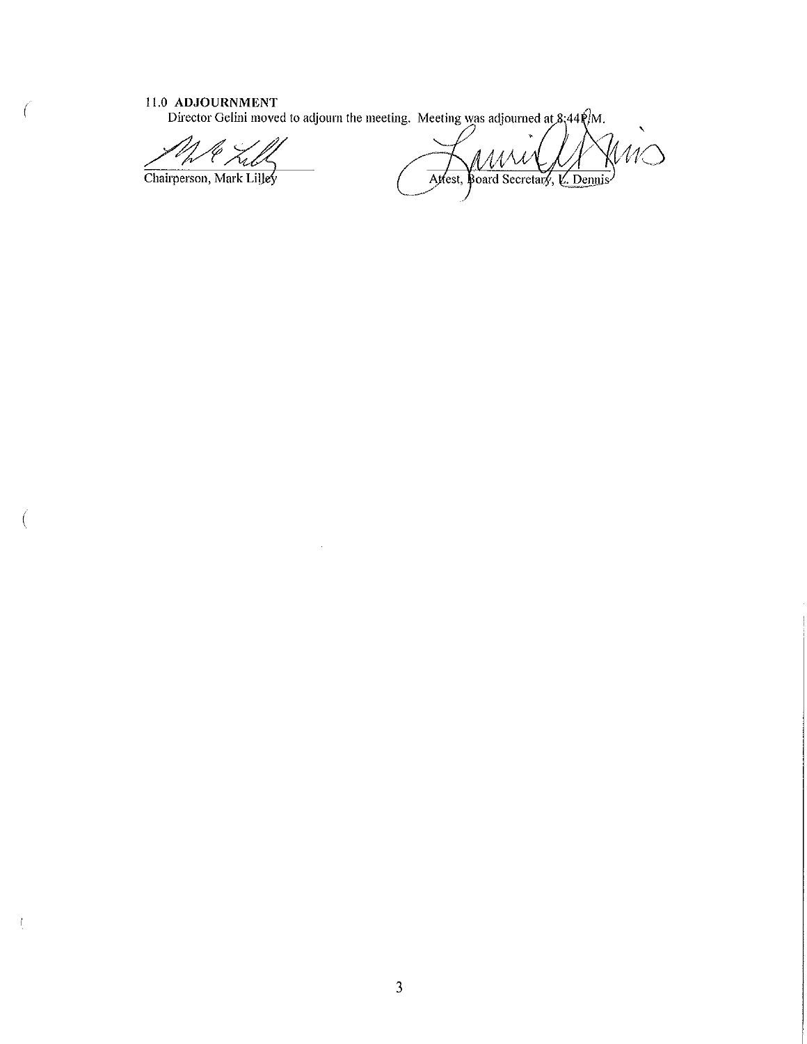## 11.0 ADJOURNMENT

Director Gelini moved to adjourn the meeting. Meeting was adjourned at 8:44P.M.

Chairperson, Mark Lilley

Attest, Board Secretary, L. Dennis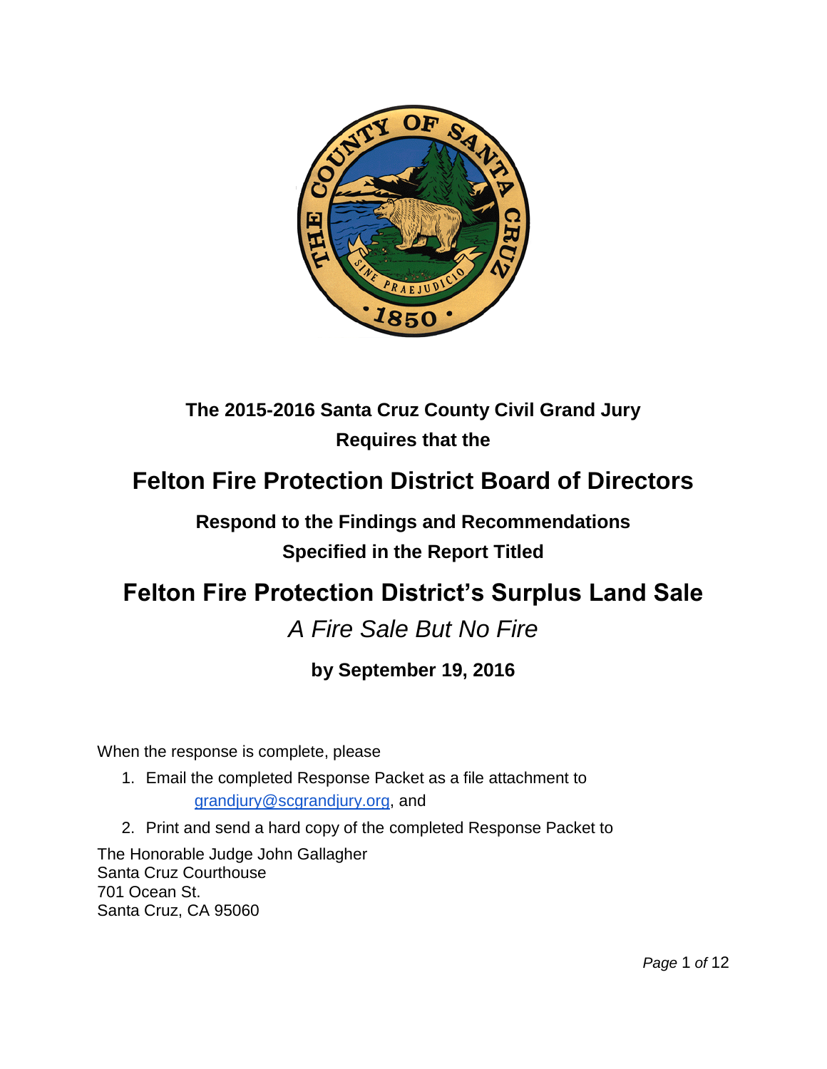The 2015-2016 Santa Cruz County Civil Grand Jury

Requires that the

# Felton Fire Protection District Board of Directors

Respond to the Findings and Recommendations

Specified in the Report Titled

# Felton Fire Protection District's Surplus Land Sale

*A Fire Sale But No Fire*

**by September 19, 2016**

When the response is complete, please

1. Email the completed Response Packet as a file attachment to grandjury@scgrandjury.org, and
2. Print and send a hard copy of the completed Response Packet to

The Honorable Judge John Gallagher
Santa Cruz Courthouse
701 Ocean St.
Santa Cruz, CA 95060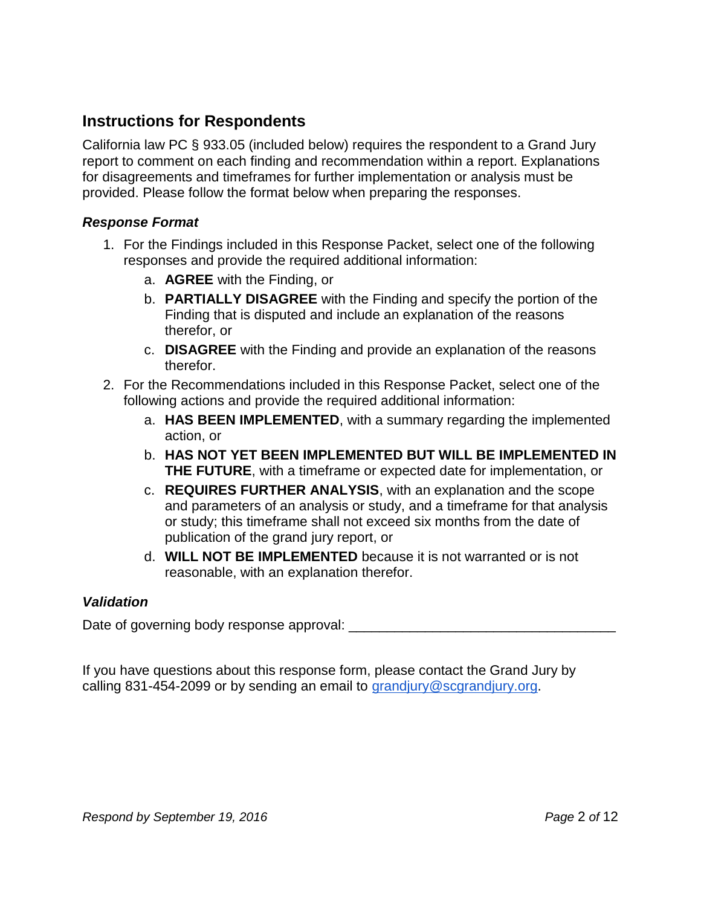## Instructions for Respondents

California law PC § 933.05 (included below) requires the respondent to a Grand Jury report to comment on each finding and recommendation within a report. Explanations for disagreements and timeframes for further implementation or analysis must be provided. Please follow the format below when preparing the responses.

### *Response Format*

1. For the Findings included in this Response Packet, select one of the following responses and provide the required additional information:
    a. **AGREE** with the Finding, or
    b. **PARTIALLY DISAGREE** with the Finding and specify the portion of the Finding that is disputed and include an explanation of the reasons therefor, or
    c. **DISAGREE** with the Finding and provide an explanation of the reasons therefor.
2. For the Recommendations included in this Response Packet, select one of the following actions and provide the required additional information:
    a. **HAS BEEN IMPLEMENTED**, with a summary regarding the implemented action, or
    b. **HAS NOT YET BEEN IMPLEMENTED BUT WILL BE IMPLEMENTED IN THE FUTURE**, with a timeframe or expected date for implementation, or
    c. **REQUIRES FURTHER ANALYSIS**, with an explanation and the scope and parameters of an analysis or study, and a timeframe for that analysis or study; this timeframe shall not exceed six months from the date of publication of the grand jury report, or
    d. **WILL NOT BE IMPLEMENTED** because it is not warranted or is not reasonable, with an explanation therefor.

### *Validation*

Date of governing body response approval: ___________________________________

If you have questions about this response form, please contact the Grand Jury by calling 831-454-2099 or by sending an email to grandjury@scgrandjury.org.

*Respond by September 19, 2016*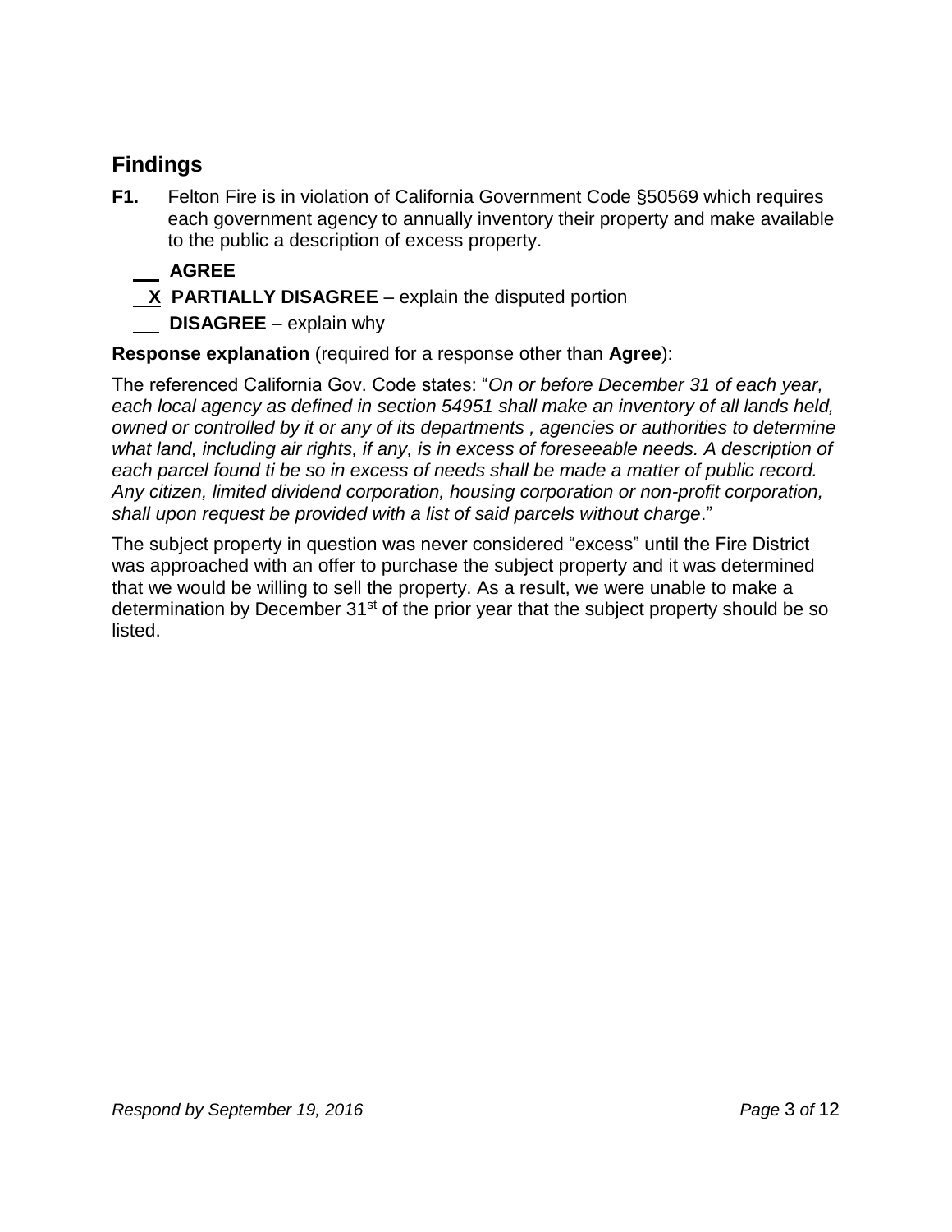## Findings

**F1.** Felton Fire is in violation of California Government Code §50569 which requires each government agency to annually inventory their property and make available to the public a description of excess property.

\_\_ **AGREE**

_X_ **PARTIALLY DISAGREE** – explain the disputed portion

\_\_ **DISAGREE** – explain why

**Response explanation** (required for a response other than **Agree**):

The referenced California Gov. Code states: "*On or before December 31 of each year, each local agency as defined in section 54951 shall make an inventory of all lands held, owned or controlled by it or any of its departments , agencies or authorities to determine what land, including air rights, if any, is in excess of foreseeable needs. A description of each parcel found ti be so in excess of needs shall be made a matter of public record. Any citizen, limited dividend corporation, housing corporation or non-profit corporation, shall upon request be provided with a list of said parcels without charge*."

The subject property in question was never considered "excess" until the Fire District was approached with an offer to purchase the subject property and it was determined that we would be willing to sell the property. As a result, we were unable to make a determination by December 31st of the prior year that the subject property should be so listed.

*Respond by September 19, 2016*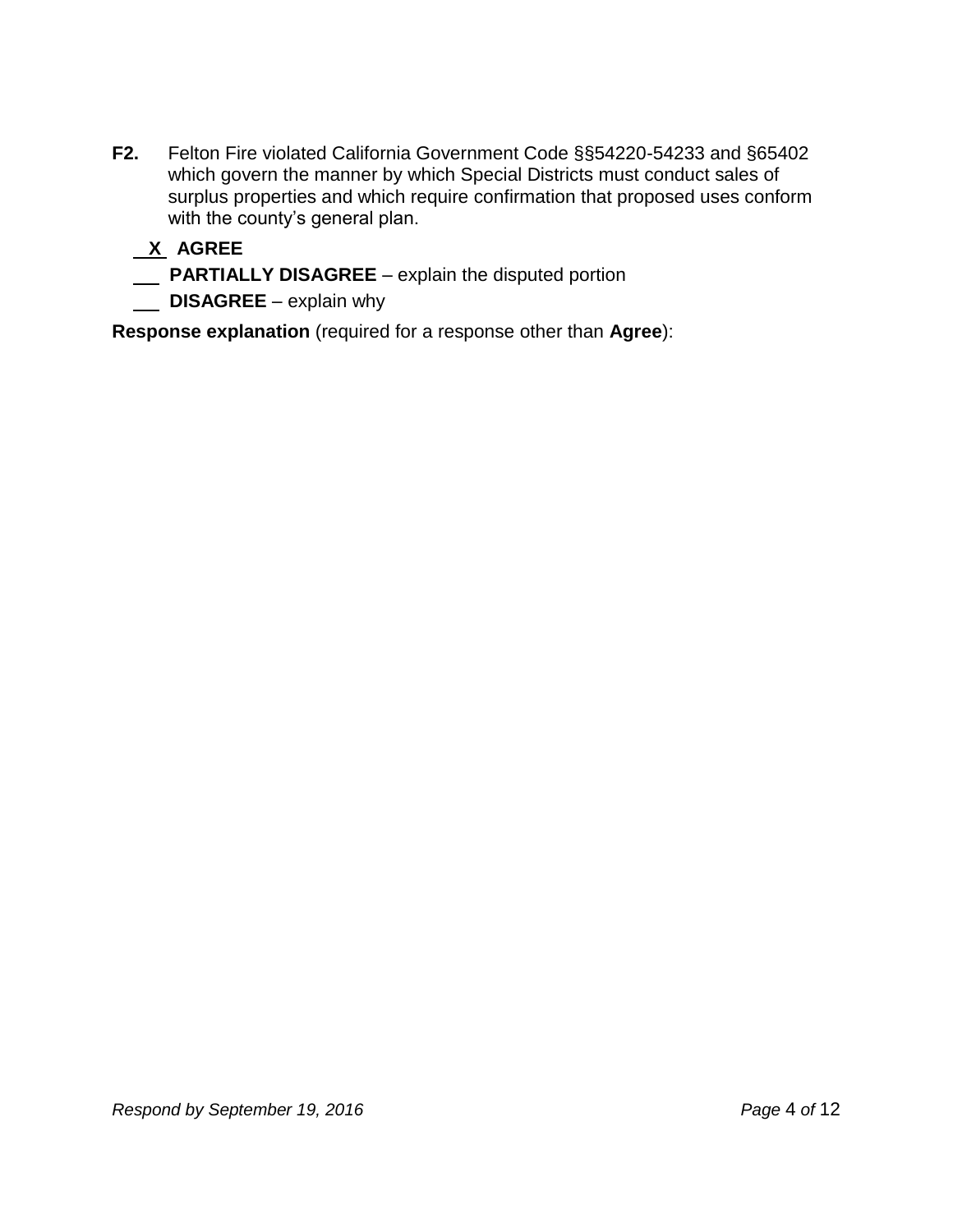**F2.** Felton Fire violated California Government Code §§54220-54233 and §65402 which govern the manner by which Special Districts must conduct sales of surplus properties and which require confirmation that proposed uses conform with the county's general plan.

_X_ **AGREE**

___ **PARTIALLY DISAGREE** – explain the disputed portion

___ **DISAGREE** – explain why

**Response explanation** (required for a response other than **Agree**):

*Respond by September 19, 2016*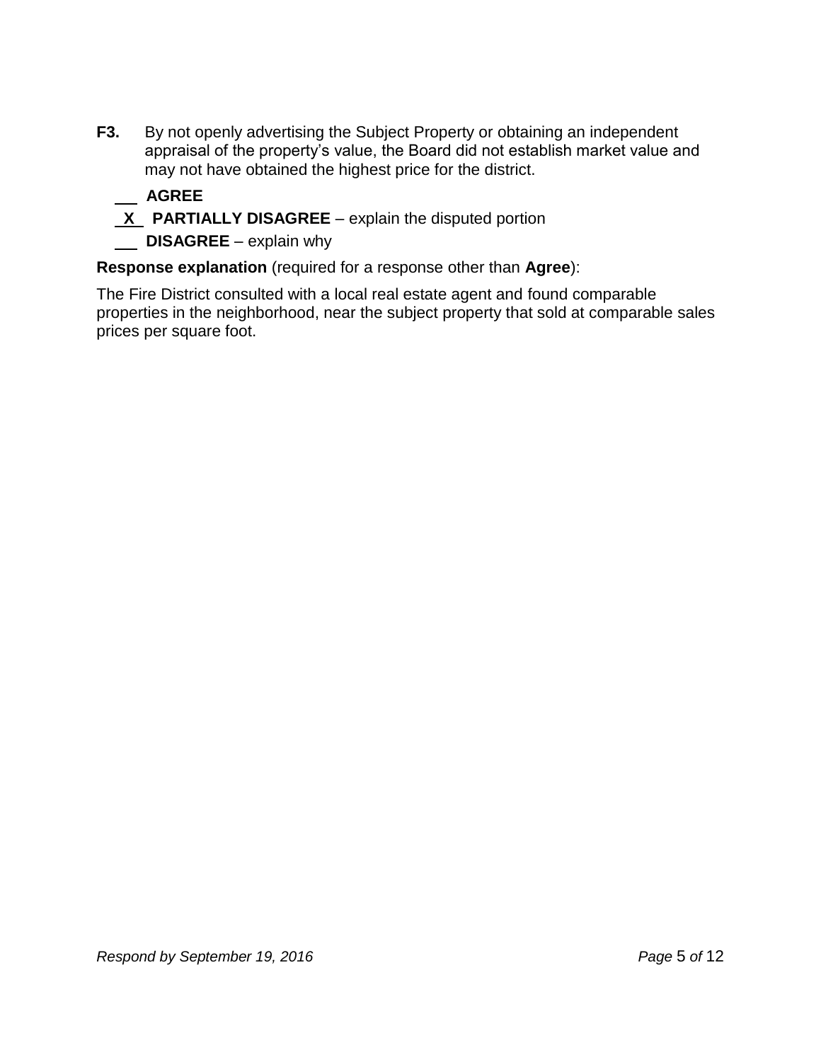**F3.** By not openly advertising the Subject Property or obtaining an independent appraisal of the property's value, the Board did not establish market value and may not have obtained the highest price for the district.

___ **AGREE**

_X_ **PARTIALLY DISAGREE** – explain the disputed portion

___ **DISAGREE** – explain why

**Response explanation** (required for a response other than **Agree**):

The Fire District consulted with a local real estate agent and found comparable properties in the neighborhood, near the subject property that sold at comparable sales prices per square foot.

*Respond by September 19, 2016*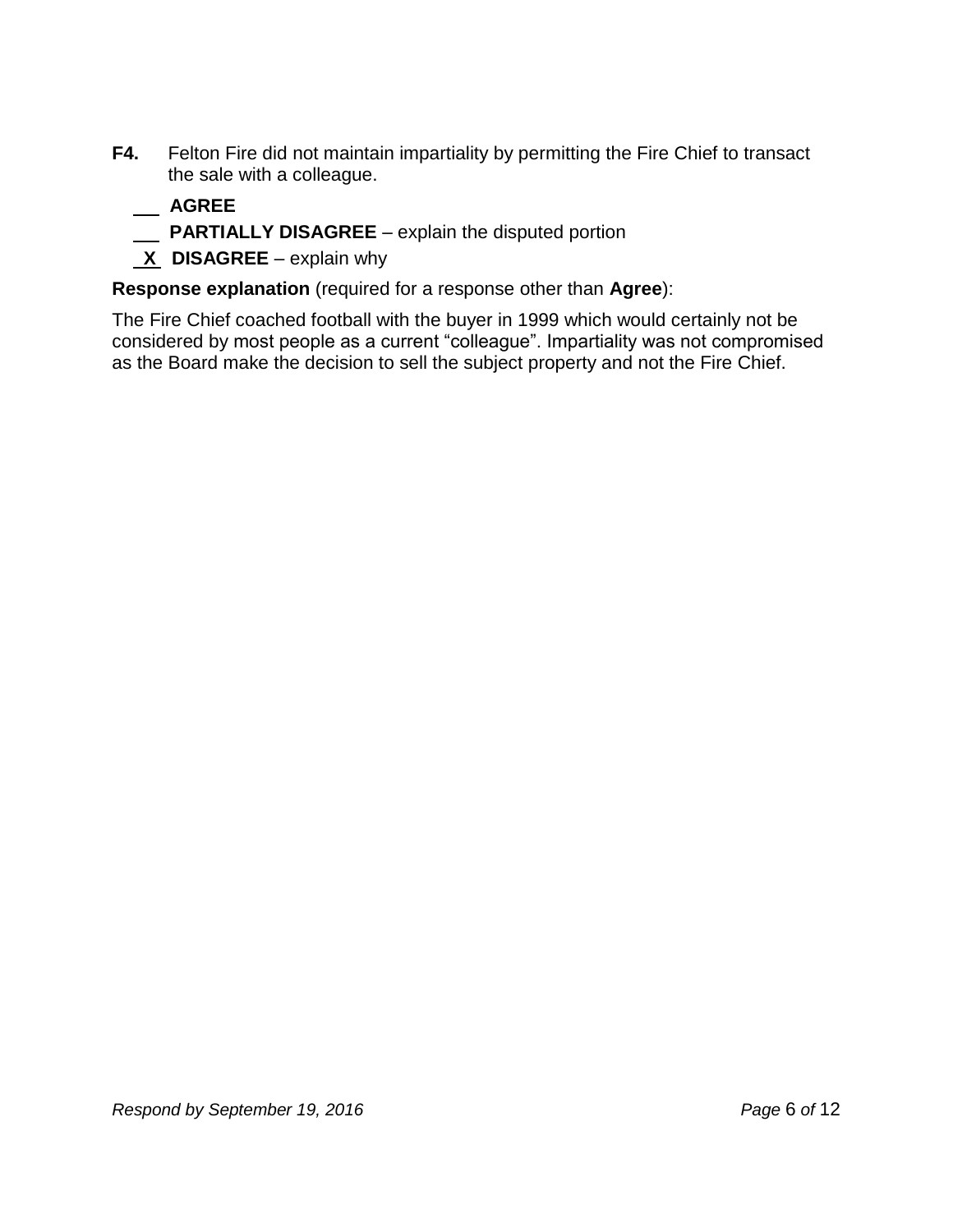**F4.** Felton Fire did not maintain impartiality by permitting the Fire Chief to transact the sale with a colleague.

___ **AGREE**

___ **PARTIALLY DISAGREE** – explain the disputed portion

_X_ **DISAGREE** – explain why

**Response explanation** (required for a response other than **Agree**):

The Fire Chief coached football with the buyer in 1999 which would certainly not be considered by most people as a current "colleague". Impartiality was not compromised as the Board make the decision to sell the subject property and not the Fire Chief.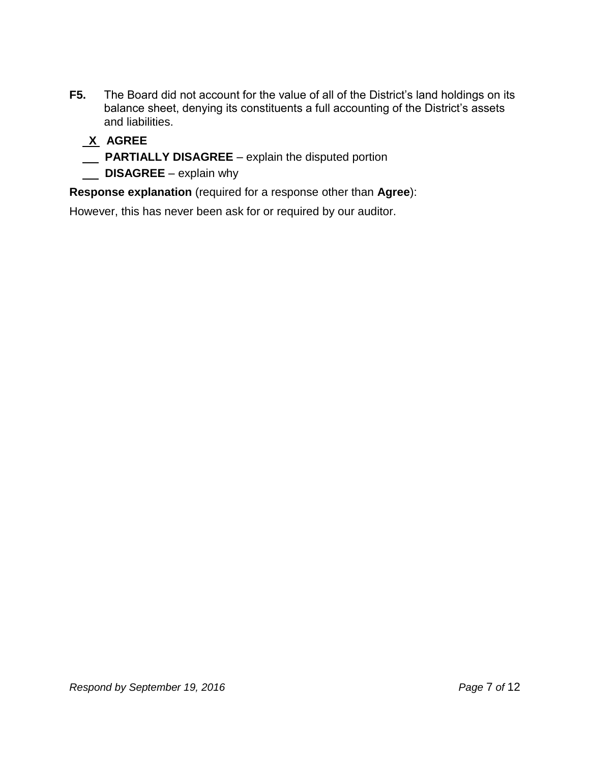**F5.** The Board did not account for the value of all of the District's land holdings on its balance sheet, denying its constituents a full accounting of the District's assets and liabilities.

_X_ **AGREE**

___ **PARTIALLY DISAGREE** – explain the disputed portion

___ **DISAGREE** – explain why

**Response explanation** (required for a response other than **Agree**):

However, this has never been ask for or required by our auditor.

*Respond by September 19, 2016*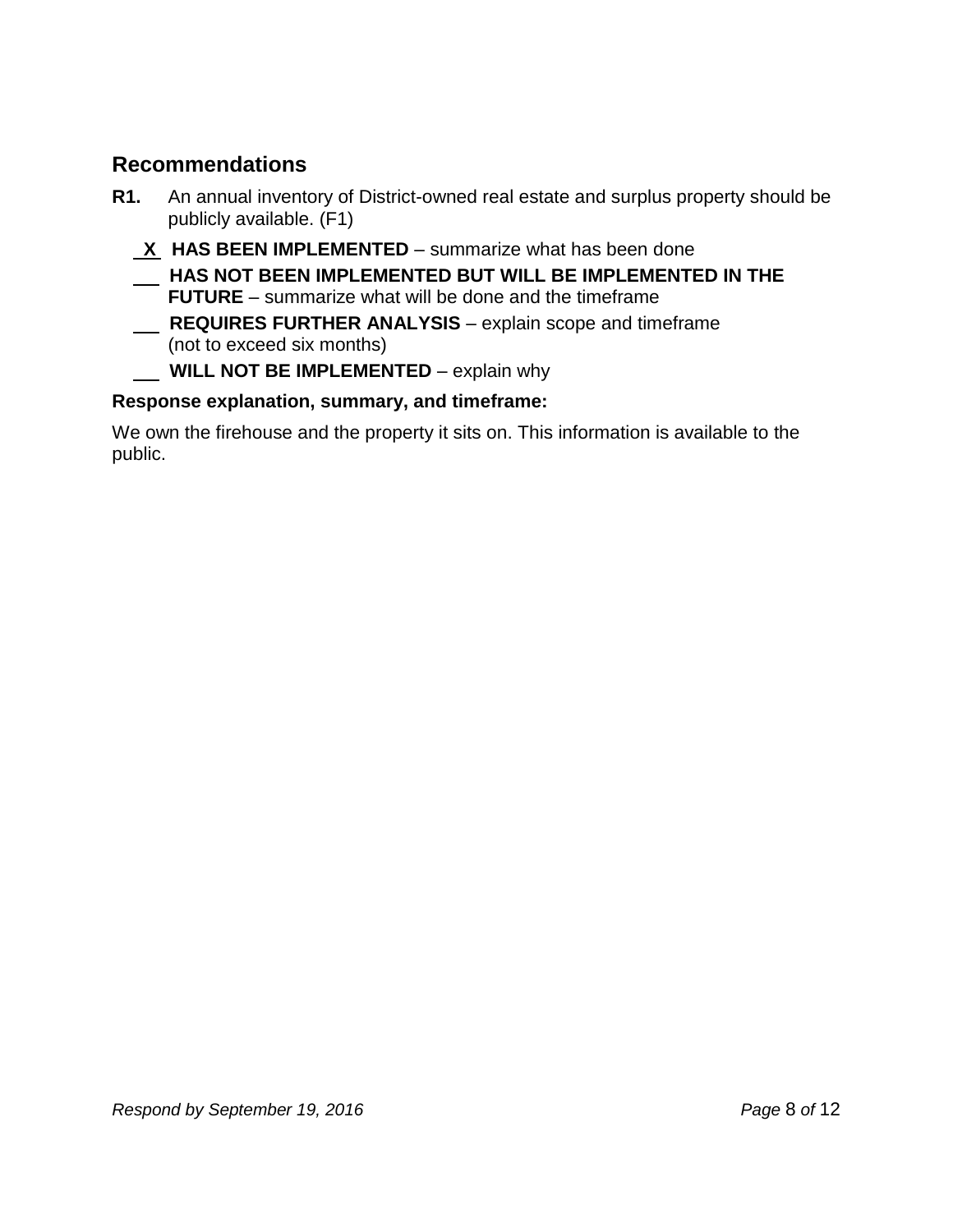## Recommendations

**R1.** An annual inventory of District-owned real estate and surplus property should be publicly available. (F1)

**X** **HAS BEEN IMPLEMENTED** – summarize what has been done

___ **HAS NOT BEEN IMPLEMENTED BUT WILL BE IMPLEMENTED IN THE FUTURE** – summarize what will be done and the timeframe

___ **REQUIRES FURTHER ANALYSIS** – explain scope and timeframe (not to exceed six months)

___ **WILL NOT BE IMPLEMENTED** – explain why

**Response explanation, summary, and timeframe:**

We own the firehouse and the property it sits on. This information is available to the public.

*Respond by September 19, 2016*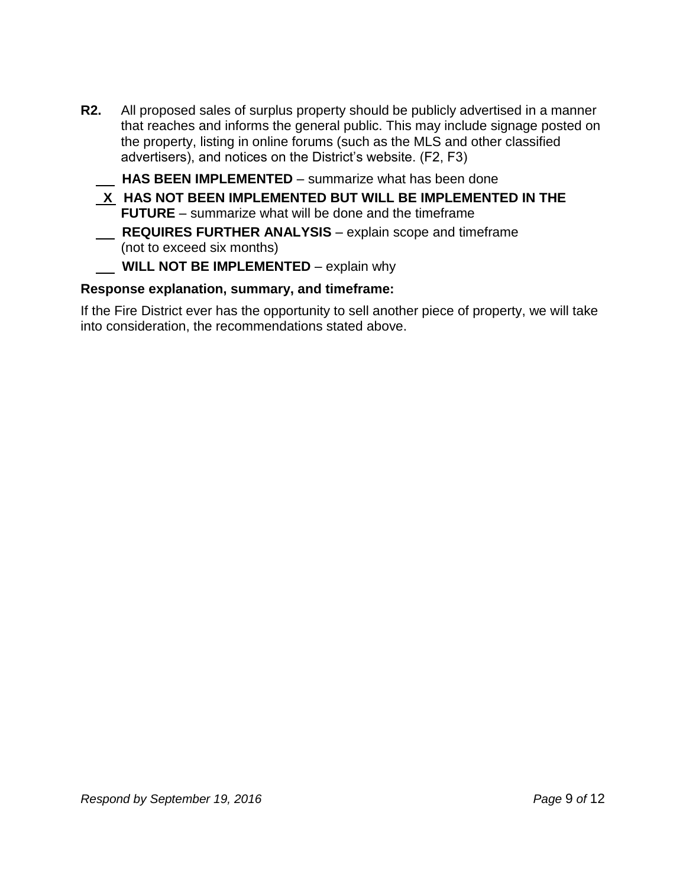**R2.** All proposed sales of surplus property should be publicly advertised in a manner that reaches and informs the general public. This may include signage posted on the property, listing in online forums (such as the MLS and other classified advertisers), and notices on the District's website. (F2, F3)

\_\_\_ **HAS BEEN IMPLEMENTED** – summarize what has been done

_X_ **HAS NOT BEEN IMPLEMENTED BUT WILL BE IMPLEMENTED IN THE FUTURE** – summarize what will be done and the timeframe

\_\_\_ **REQUIRES FURTHER ANALYSIS** – explain scope and timeframe (not to exceed six months)

\_\_\_ **WILL NOT BE IMPLEMENTED** – explain why

**Response explanation, summary, and timeframe:**

If the Fire District ever has the opportunity to sell another piece of property, we will take into consideration, the recommendations stated above.

*Respond by September 19, 2016*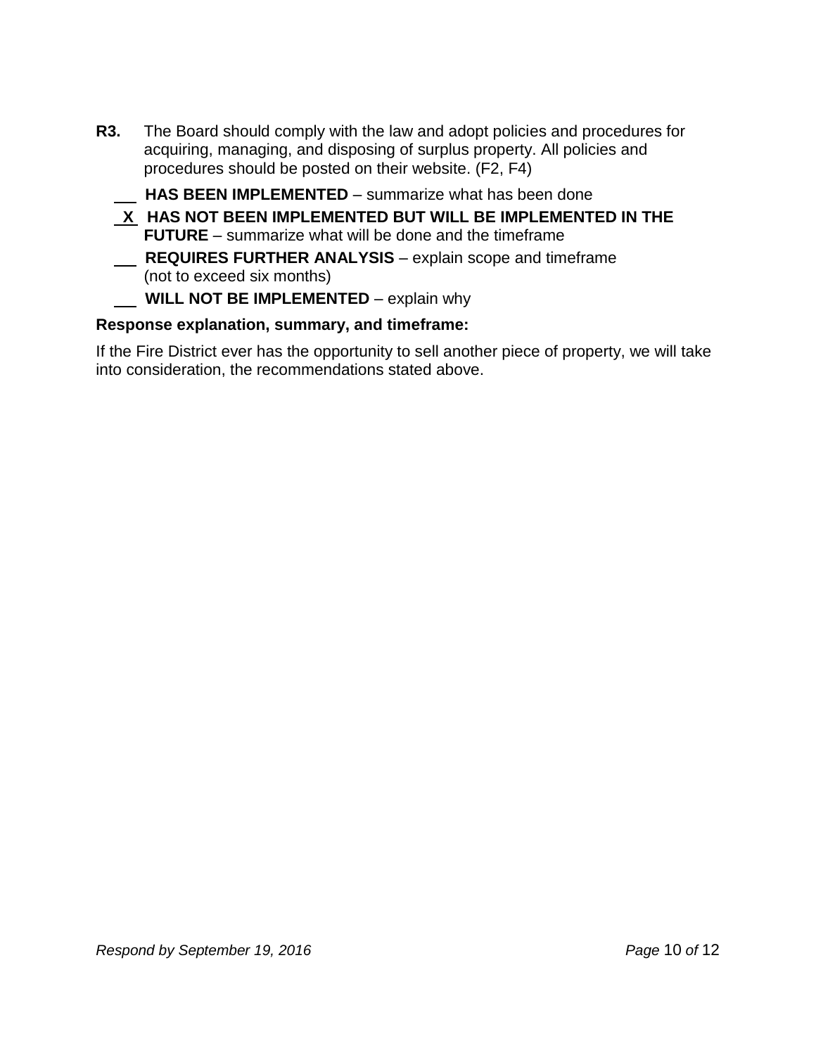**R3.** The Board should comply with the law and adopt policies and procedures for acquiring, managing, and disposing of surplus property. All policies and procedures should be posted on their website. (F2, F4)

\_\_\_ **HAS BEEN IMPLEMENTED** – summarize what has been done

\_X\_ **HAS NOT BEEN IMPLEMENTED BUT WILL BE IMPLEMENTED IN THE FUTURE** – summarize what will be done and the timeframe

\_\_\_ **REQUIRES FURTHER ANALYSIS** – explain scope and timeframe (not to exceed six months)

\_\_\_ **WILL NOT BE IMPLEMENTED** – explain why

**Response explanation, summary, and timeframe:**

If the Fire District ever has the opportunity to sell another piece of property, we will take into consideration, the recommendations stated above.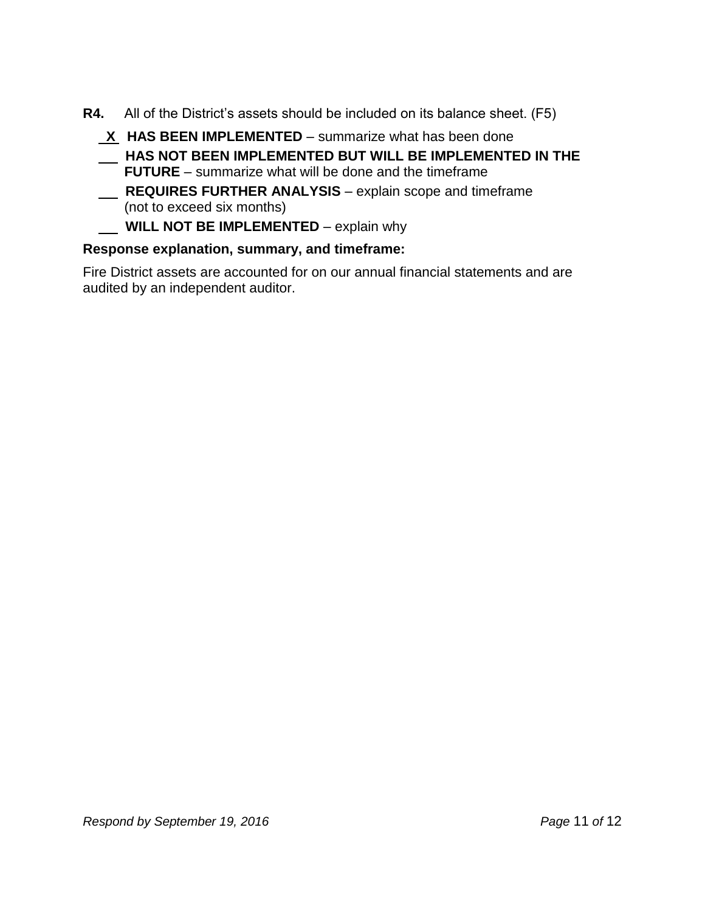**R4.** All of the District's assets should be included on its balance sheet. (F5)

**\_X\_ HAS BEEN IMPLEMENTED** – summarize what has been done

**\_\_\_ HAS NOT BEEN IMPLEMENTED BUT WILL BE IMPLEMENTED IN THE FUTURE** – summarize what will be done and the timeframe

**\_\_\_ REQUIRES FURTHER ANALYSIS** – explain scope and timeframe (not to exceed six months)

**\_\_\_ WILL NOT BE IMPLEMENTED** – explain why

**Response explanation, summary, and timeframe:**

Fire District assets are accounted for on our annual financial statements and are audited by an independent auditor.

*Respond by September 19, 2016*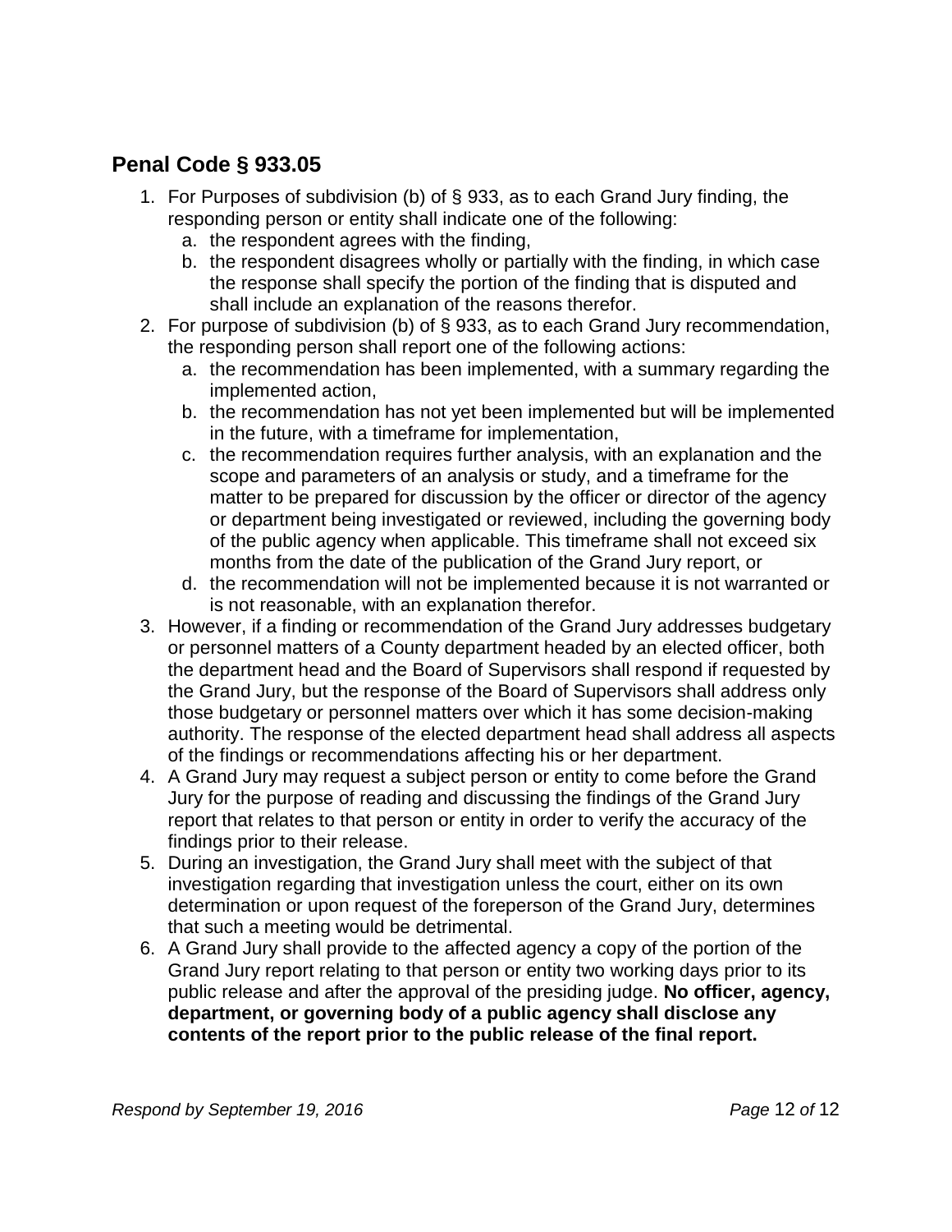## Penal Code § 933.05

1. For Purposes of subdivision (b) of § 933, as to each Grand Jury finding, the responding person or entity shall indicate one of the following:
   a. the respondent agrees with the finding,
   b. the respondent disagrees wholly or partially with the finding, in which case the response shall specify the portion of the finding that is disputed and shall include an explanation of the reasons therefor.
2. For purpose of subdivision (b) of § 933, as to each Grand Jury recommendation, the responding person shall report one of the following actions:
   a. the recommendation has been implemented, with a summary regarding the implemented action,
   b. the recommendation has not yet been implemented but will be implemented in the future, with a timeframe for implementation,
   c. the recommendation requires further analysis, with an explanation and the scope and parameters of an analysis or study, and a timeframe for the matter to be prepared for discussion by the officer or director of the agency or department being investigated or reviewed, including the governing body of the public agency when applicable. This timeframe shall not exceed six months from the date of the publication of the Grand Jury report, or
   d. the recommendation will not be implemented because it is not warranted or is not reasonable, with an explanation therefor.
3. However, if a finding or recommendation of the Grand Jury addresses budgetary or personnel matters of a County department headed by an elected officer, both the department head and the Board of Supervisors shall respond if requested by the Grand Jury, but the response of the Board of Supervisors shall address only those budgetary or personnel matters over which it has some decision-making authority. The response of the elected department head shall address all aspects of the findings or recommendations affecting his or her department.
4. A Grand Jury may request a subject person or entity to come before the Grand Jury for the purpose of reading and discussing the findings of the Grand Jury report that relates to that person or entity in order to verify the accuracy of the findings prior to their release.
5. During an investigation, the Grand Jury shall meet with the subject of that investigation regarding that investigation unless the court, either on its own determination or upon request of the foreperson of the Grand Jury, determines that such a meeting would be detrimental.
6. A Grand Jury shall provide to the affected agency a copy of the portion of the Grand Jury report relating to that person or entity two working days prior to its public release and after the approval of the presiding judge. **No officer, agency, department, or governing body of a public agency shall disclose any contents of the report prior to the public release of the final report.**